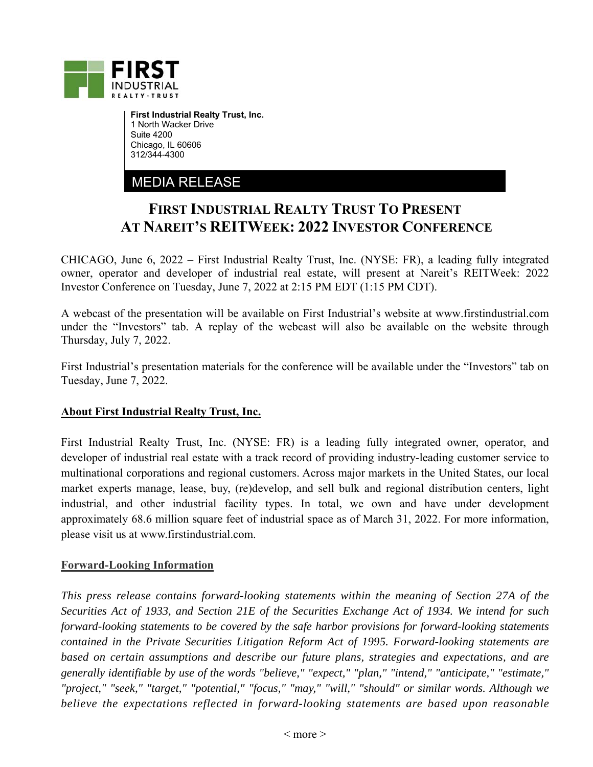**First Industrial Realty Trust, Inc.**
1 North Wacker Drive
Suite 4200
Chicago, IL 60606
312/344-4300

MEDIA RELEASE

# FIRST INDUSTRIAL REALTY TRUST TO PRESENT AT NAREIT'S REITWEEK: 2022 INVESTOR CONFERENCE

CHICAGO, June 6, 2022 – First Industrial Realty Trust, Inc. (NYSE: FR), a leading fully integrated owner, operator and developer of industrial real estate, will present at Nareit's REITWeek: 2022 Investor Conference on Tuesday, June 7, 2022 at 2:15 PM EDT (1:15 PM CDT).

A webcast of the presentation will be available on First Industrial's website at www.firstindustrial.com under the "Investors" tab. A replay of the webcast will also be available on the website through Thursday, July 7, 2022.

First Industrial's presentation materials for the conference will be available under the "Investors" tab on Tuesday, June 7, 2022.

**About First Industrial Realty Trust, Inc.**

First Industrial Realty Trust, Inc. (NYSE: FR) is a leading fully integrated owner, operator, and developer of industrial real estate with a track record of providing industry-leading customer service to multinational corporations and regional customers. Across major markets in the United States, our local market experts manage, lease, buy, (re)develop, and sell bulk and regional distribution centers, light industrial, and other industrial facility types. In total, we own and have under development approximately 68.6 million square feet of industrial space as of March 31, 2022. For more information, please visit us at www.firstindustrial.com.

**Forward-Looking Information**

*This press release contains forward-looking statements within the meaning of Section 27A of the Securities Act of 1933, and Section 21E of the Securities Exchange Act of 1934. We intend for such forward-looking statements to be covered by the safe harbor provisions for forward-looking statements contained in the Private Securities Litigation Reform Act of 1995. Forward-looking statements are based on certain assumptions and describe our future plans, strategies and expectations, and are generally identifiable by use of the words "believe," "expect," "plan," "intend," "anticipate," "estimate," "project," "seek," "target," "potential," "focus," "may," "will," "should" or similar words. Although we believe the expectations reflected in forward-looking statements are based upon reasonable*

< more >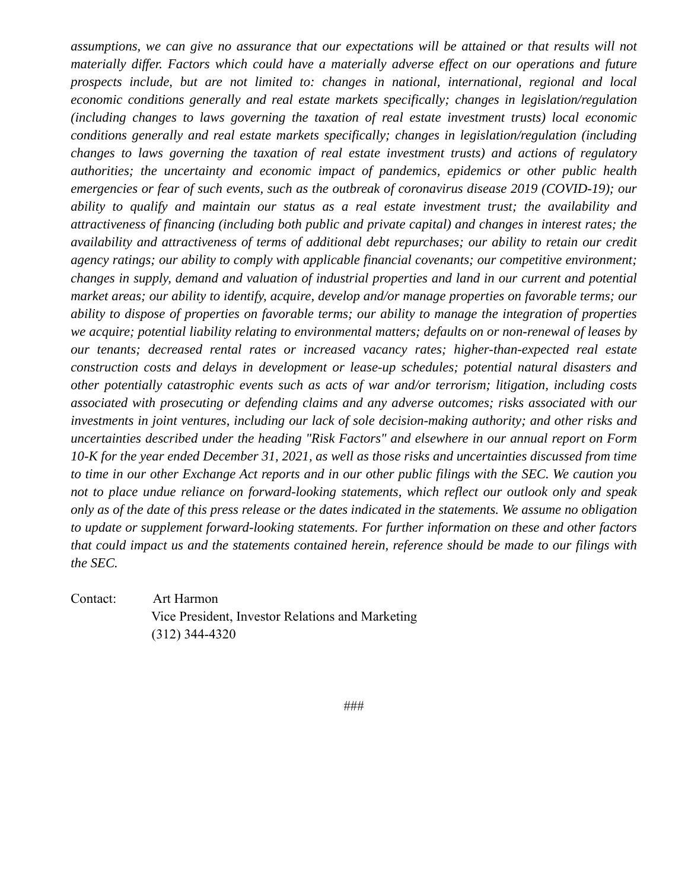*assumptions, we can give no assurance that our expectations will be attained or that results will not materially differ. Factors which could have a materially adverse effect on our operations and future prospects include, but are not limited to: changes in national, international, regional and local economic conditions generally and real estate markets specifically; changes in legislation/regulation (including changes to laws governing the taxation of real estate investment trusts) local economic conditions generally and real estate markets specifically; changes in legislation/regulation (including changes to laws governing the taxation of real estate investment trusts) and actions of regulatory authorities; the uncertainty and economic impact of pandemics, epidemics or other public health emergencies or fear of such events, such as the outbreak of coronavirus disease 2019 (COVID-19); our ability to qualify and maintain our status as a real estate investment trust; the availability and attractiveness of financing (including both public and private capital) and changes in interest rates; the availability and attractiveness of terms of additional debt repurchases; our ability to retain our credit agency ratings; our ability to comply with applicable financial covenants; our competitive environment; changes in supply, demand and valuation of industrial properties and land in our current and potential market areas; our ability to identify, acquire, develop and/or manage properties on favorable terms; our ability to dispose of properties on favorable terms; our ability to manage the integration of properties we acquire; potential liability relating to environmental matters; defaults on or non-renewal of leases by our tenants; decreased rental rates or increased vacancy rates; higher-than-expected real estate construction costs and delays in development or lease-up schedules; potential natural disasters and other potentially catastrophic events such as acts of war and/or terrorism; litigation, including costs associated with prosecuting or defending claims and any adverse outcomes; risks associated with our investments in joint ventures, including our lack of sole decision-making authority; and other risks and uncertainties described under the heading "Risk Factors" and elsewhere in our annual report on Form 10-K for the year ended December 31, 2021, as well as those risks and uncertainties discussed from time to time in our other Exchange Act reports and in our other public filings with the SEC. We caution you not to place undue reliance on forward-looking statements, which reflect our outlook only and speak only as of the date of this press release or the dates indicated in the statements. We assume no obligation to update or supplement forward-looking statements. For further information on these and other factors that could impact us and the statements contained herein, reference should be made to our filings with the SEC.*

Contact: Art Harmon
Vice President, Investor Relations and Marketing
(312) 344-4320

###